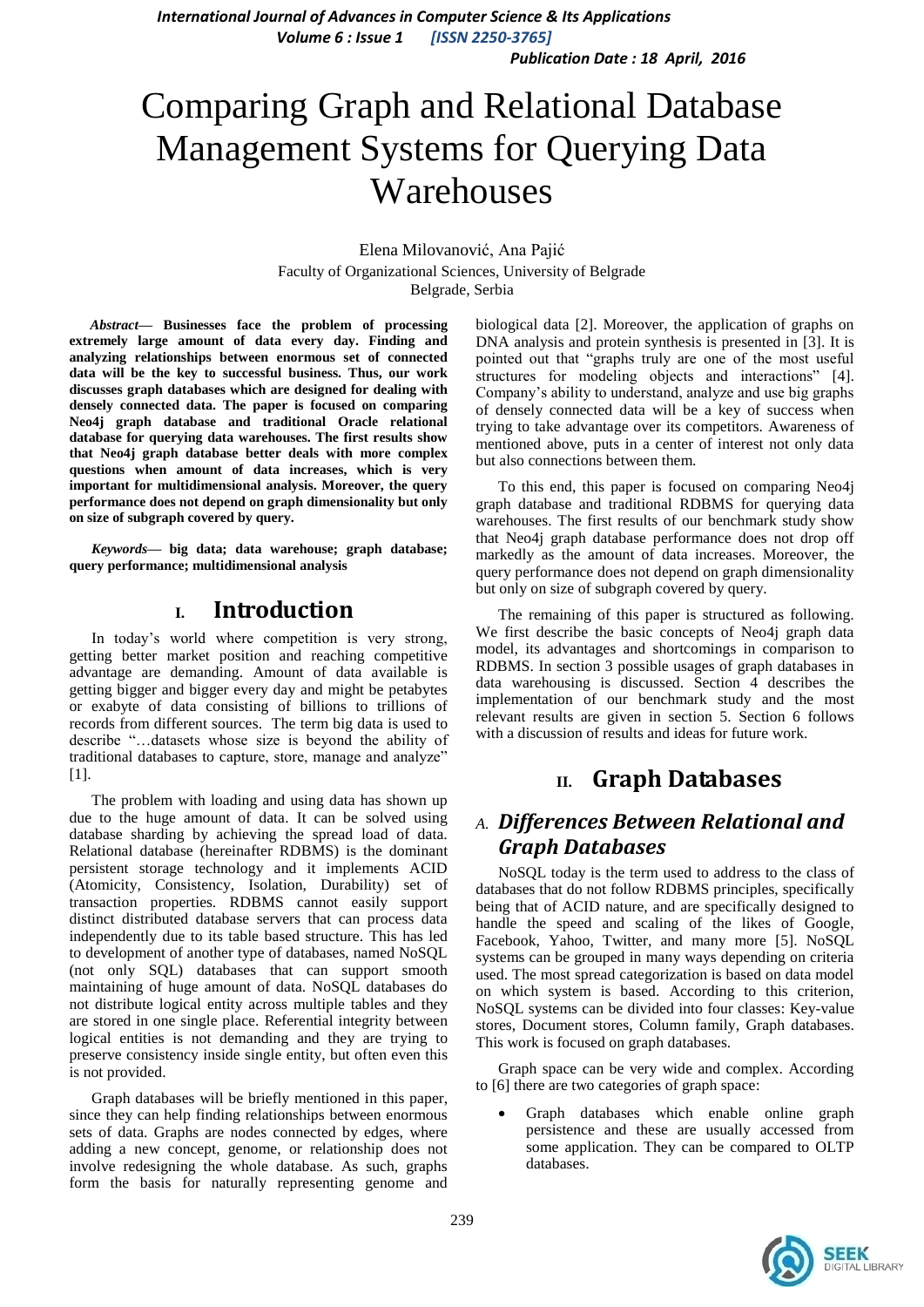# Comparing Graph and Relational Database Management Systems for Querying Data Warehouses

Elena Milovanović, Ana Pajić
Faculty of Organizational Sciences, University of Belgrade
Belgrade, Serbia

***Abstract*— Businesses face the problem of processing extremely large amount of data every day. Finding and analyzing relationships between enormous set of connected data will be the key to successful business. Thus, our work discusses graph databases which are designed for dealing with densely connected data. The paper is focused on comparing Neo4j graph database and traditional Oracle relational database for querying data warehouses. The first results show that Neo4j graph database better deals with more complex questions when amount of data increases, which is very important for multidimensional analysis. Moreover, the query performance does not depend on graph dimensionality but only on size of subgraph covered by query.**

***Keywords*— big data; data warehouse; graph database; query performance; multidimensional analysis**

## I. Introduction

In today's world where competition is very strong, getting better market position and reaching competitive advantage are demanding. Amount of data available is getting bigger and bigger every day and might be petabytes or exabyte of data consisting of billions to trillions of records from different sources. The term big data is used to describe "…datasets whose size is beyond the ability of traditional databases to capture, store, manage and analyze" [1].

The problem with loading and using data has shown up due to the huge amount of data. It can be solved using database sharding by achieving the spread load of data. Relational database (hereinafter RDBMS) is the dominant persistent storage technology and it implements ACID (Atomicity, Consistency, Isolation, Durability) set of transaction properties. RDBMS cannot easily support distinct distributed database servers that can process data independently due to its table based structure. This has led to development of another type of databases, named NoSQL (not only SQL) databases that can support smooth maintaining of huge amount of data. NoSQL databases do not distribute logical entity across multiple tables and they are stored in one single place. Referential integrity between logical entities is not demanding and they are trying to preserve consistency inside single entity, but often even this is not provided.

Graph databases will be briefly mentioned in this paper, since they can help finding relationships between enormous sets of data. Graphs are nodes connected by edges, where adding a new concept, genome, or relationship does not involve redesigning the whole database. As such, graphs form the basis for naturally representing genome and biological data [2]. Moreover, the application of graphs on DNA analysis and protein synthesis is presented in [3]. It is pointed out that "graphs truly are one of the most useful structures for modeling objects and interactions" [4]. Company's ability to understand, analyze and use big graphs of densely connected data will be a key of success when trying to take advantage over its competitors. Awareness of mentioned above, puts in a center of interest not only data but also connections between them.

To this end, this paper is focused on comparing Neo4j graph database and traditional RDBMS for querying data warehouses. The first results of our benchmark study show that Neo4j graph database performance does not drop off markedly as the amount of data increases. Moreover, the query performance does not depend on graph dimensionality but only on size of subgraph covered by query.

The remaining of this paper is structured as following. We first describe the basic concepts of Neo4j graph data model, its advantages and shortcomings in comparison to RDBMS. In section 3 possible usages of graph databases in data warehousing is discussed. Section 4 describes the implementation of our benchmark study and the most relevant results are given in section 5. Section 6 follows with a discussion of results and ideas for future work.

## II. Graph Databases

### *A. Differences Between Relational and Graph Databases*

NoSQL today is the term used to address to the class of databases that do not follow RDBMS principles, specifically being that of ACID nature, and are specifically designed to handle the speed and scaling of the likes of Google, Facebook, Yahoo, Twitter, and many more [5]. NoSQL systems can be grouped in many ways depending on criteria used. The most spread categorization is based on data model on which system is based. According to this criterion, NoSQL systems can be divided into four classes: Key-value stores, Document stores, Column family, Graph databases. This work is focused on graph databases.

Graph space can be very wide and complex. According to [6] there are two categories of graph space:

- Graph databases which enable online graph persistence and these are usually accessed from some application. They can be compared to OLTP databases.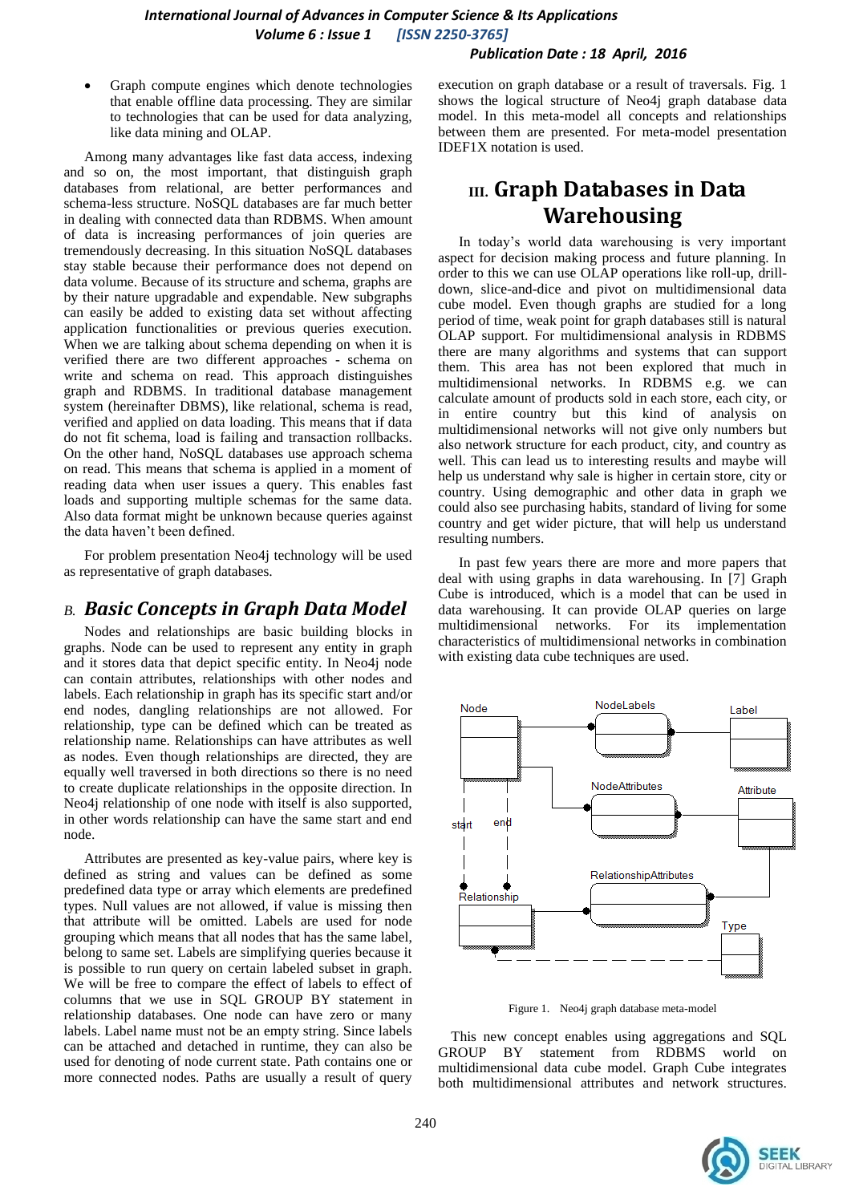- Graph compute engines which denote technologies that enable offline data processing. They are similar to technologies that can be used for data analyzing, like data mining and OLAP.

Among many advantages like fast data access, indexing and so on, the most important, that distinguish graph databases from relational, are better performances and schema-less structure. NoSQL databases are far much better in dealing with connected data than RDBMS. When amount of data is increasing performances of join queries are tremendously decreasing. In this situation NoSQL databases stay stable because their performance does not depend on data volume. Because of its structure and schema, graphs are by their nature upgradable and expendable. New subgraphs can easily be added to existing data set without affecting application functionalities or previous queries execution. When we are talking about schema depending on when it is verified there are two different approaches - schema on write and schema on read. This approach distinguishes graph and RDBMS. In traditional database management system (hereinafter DBMS), like relational, schema is read, verified and applied on data loading. This means that if data do not fit schema, load is failing and transaction rollbacks. On the other hand, NoSQL databases use approach schema on read. This means that schema is applied in a moment of reading data when user issues a query. This enables fast loads and supporting multiple schemas for the same data. Also data format might be unknown because queries against the data haven't been defined.

For problem presentation Neo4j technology will be used as representative of graph databases.

### B. *Basic Concepts in Graph Data Model*

Nodes and relationships are basic building blocks in graphs. Node can be used to represent any entity in graph and it stores data that depict specific entity. In Neo4j node can contain attributes, relationships with other nodes and labels. Each relationship in graph has its specific start and/or end nodes, dangling relationships are not allowed. For relationship, type can be defined which can be treated as relationship name. Relationships can have attributes as well as nodes. Even though relationships are directed, they are equally well traversed in both directions so there is no need to create duplicate relationships in the opposite direction. In Neo4j relationship of one node with itself is also supported, in other words relationship can have the same start and end node.

Attributes are presented as key-value pairs, where key is defined as string and values can be defined as some predefined data type or array which elements are predefined types. Null values are not allowed, if value is missing then that attribute will be omitted. Labels are used for node grouping which means that all nodes that has the same label, belong to same set. Labels are simplifying queries because it is possible to run query on certain labeled subset in graph. We will be free to compare the effect of labels to effect of columns that we use in SQL GROUP BY statement in relationship databases. One node can have zero or many labels. Label name must not be an empty string. Since labels can be attached and detached in runtime, they can also be used for denoting of node current state. Path contains one or more connected nodes. Paths are usually a result of query execution on graph database or a result of traversals. Fig. 1 shows the logical structure of Neo4j graph database data model. In this meta-model all concepts and relationships between them are presented. For meta-model presentation IDEF1X notation is used.

## III. Graph Databases in Data Warehousing

In today's world data warehousing is very important aspect for decision making process and future planning. In order to this we can use OLAP operations like roll-up, drill-down, slice-and-dice and pivot on multidimensional data cube model. Even though graphs are studied for a long period of time, weak point for graph databases still is natural OLAP support. For multidimensional analysis in RDBMS there are many algorithms and systems that can support them. This area has not been explored that much in multidimensional networks. In RDBMS e.g. we can calculate amount of products sold in each store, each city, or in entire country but this kind of analysis on multidimensional networks will not give only numbers but also network structure for each product, city, and country as well. This can lead us to interesting results and maybe will help us understand why sale is higher in certain store, city or country. Using demographic and other data in graph we could also see purchasing habits, standard of living for some country and get wider picture, that will help us understand resulting numbers.

In past few years there are more and more papers that deal with using graphs in data warehousing. In [7] Graph Cube is introduced, which is a model that can be used in data warehousing. It can provide OLAP queries on large multidimensional networks. For its implementation characteristics of multidimensional networks in combination with existing data cube techniques are used.

Figure 1. Neo4j graph database meta-model

This new concept enables using aggregations and SQL GROUP BY statement from RDBMS world on multidimensional data cube model. Graph Cube integrates both multidimensional attributes and network structures.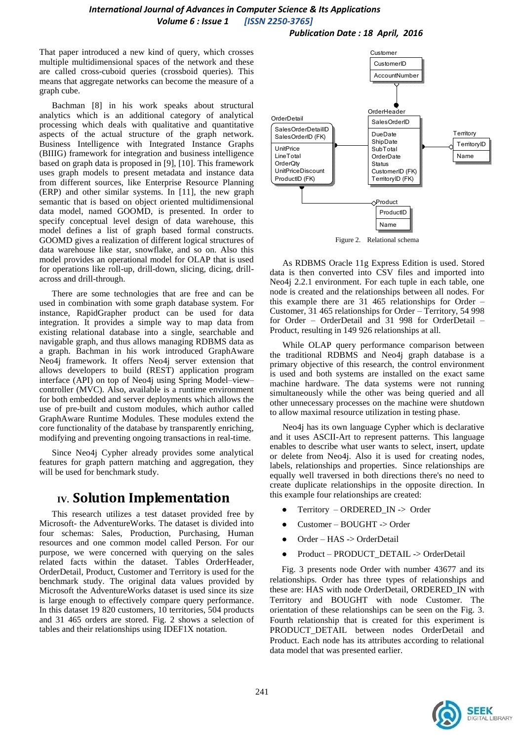That paper introduced a new kind of query, which crosses multiple multidimensional spaces of the network and these are called cross-cuboid queries (crossboid queries). This means that aggregate networks can become the measure of a graph cube.

Bachman [8] in his work speaks about structural analytics which is an additional category of analytical processing which deals with qualitative and quantitative aspects of the actual structure of the graph network. Business Intelligence with Integrated Instance Graphs (BIIIG) framework for integration and business intelligence based on graph data is proposed in [9], [10]. This framework uses graph models to present metadata and instance data from different sources, like Enterprise Resource Planning (ERP) and other similar systems. In [11], the new graph semantic that is based on object oriented multidimensional data model, named GOOMD, is presented. In order to specify conceptual level design of data warehouse, this model defines a list of graph based formal constructs. GOOMD gives a realization of different logical structures of data warehouse like star, snowflake, and so on. Also this model provides an operational model for OLAP that is used for operations like roll-up, drill-down, slicing, dicing, drill-across and drill-through.

There are some technologies that are free and can be used in combination with some graph database system. For instance, RapidGrapher product can be used for data integration. It provides a simple way to map data from existing relational database into a single, searchable and navigable graph, and thus allows managing RDBMS data as a graph. Bachman in his work introduced GraphAware Neo4j framework. It offers Neo4j server extension that allows developers to build (REST) application program interface (API) on top of Neo4j using Spring Model–view–controller (MVC). Also, available is a runtime environment for both embedded and server deployments which allows the use of pre-built and custom modules, which author called GraphAware Runtime Modules. These modules extend the core functionality of the database by transparently enriching, modifying and preventing ongoing transactions in real-time.

Since Neo4j Cypher already provides some analytical features for graph pattern matching and aggregation, they will be used for benchmark study.

# IV. Solution Implementation

This research utilizes a test dataset provided free by Microsoft- the AdventureWorks. The dataset is divided into four schemas: Sales, Production, Purchasing, Human resources and one common model called Person. For our purpose, we were concerned with querying on the sales related facts within the dataset. Tables OrderHeader, OrderDetail, Product, Customer and Territory is used for the benchmark study. The original data values provided by Microsoft the AdventureWorks dataset is used since its size is large enough to effectively compare query performance. In this dataset 19 820 customers, 10 territories, 504 products and 31 465 orders are stored. Fig. 2 shows a selection of tables and their relationships using IDEF1X notation.

Figure 2. Relational schema

As RDBMS Oracle 11g Express Edition is used. Stored data is then converted into CSV files and imported into Neo4j 2.2.1 environment. For each tuple in each table, one node is created and the relationships between all nodes. For this example there are 31 465 relationships for Order – Customer, 31 465 relationships for Order – Territory, 54 998 for Order – OrderDetail and 31 998 for OrderDetail – Product, resulting in 149 926 relationships at all.

While OLAP query performance comparison between the traditional RDBMS and Neo4j graph database is a primary objective of this research, the control environment is used and both systems are installed on the exact same machine hardware. The data systems were not running simultaneously while the other was being queried and all other unnecessary processes on the machine were shutdown to allow maximal resource utilization in testing phase.

Neo4j has its own language Cypher which is declarative and it uses ASCII-Art to represent patterns. This language enables to describe what user wants to select, insert, update or delete from Neo4j. Also it is used for creating nodes, labels, relationships and properties. Since relationships are equally well traversed in both directions there's no need to create duplicate relationships in the opposite direction. In this example four relationships are created:

- Territory – ORDERED_IN -> Order
- Customer – BOUGHT -> Order
- Order – HAS -> OrderDetail
- Product – PRODUCT_DETAIL -> OrderDetail

Fig. 3 presents node Order with number 43677 and its relationships. Order has three types of relationships and these are: HAS with node OrderDetail, ORDERED_IN with Territory and BOUGHT with node Customer. The orientation of these relationships can be seen on the Fig. 3. Fourth relationship that is created for this experiment is PRODUCT_DETAIL between nodes OrderDetail and Product. Each node has its attributes according to relational data model that was presented earlier.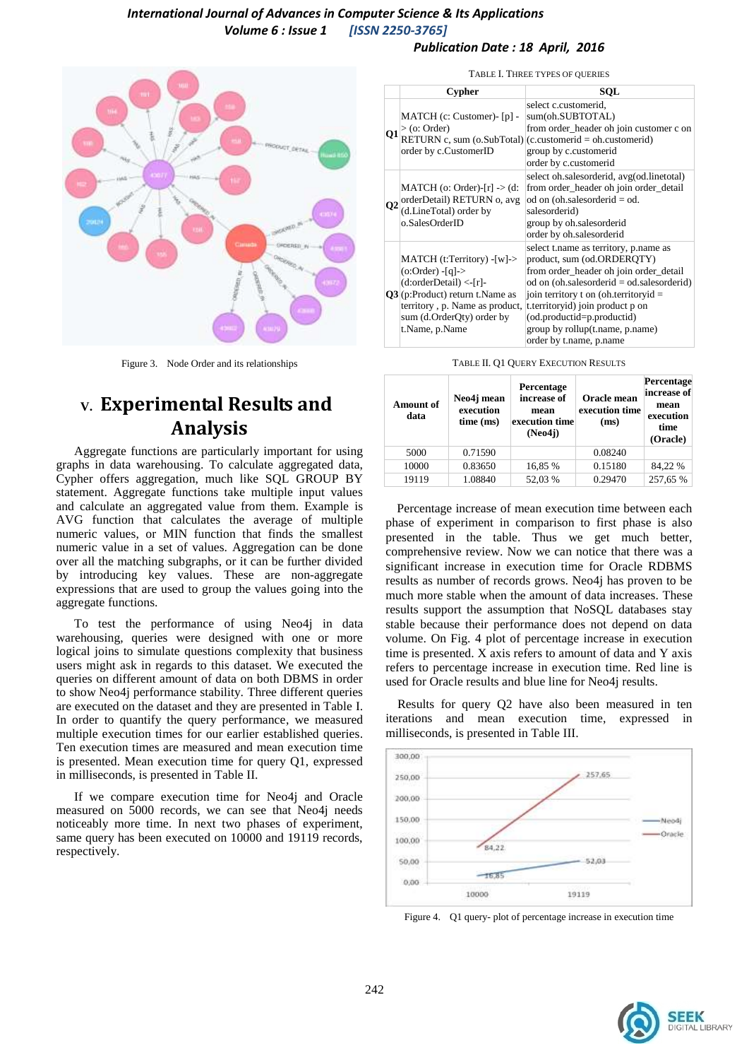Figure 3. Node Order and its relationships

## V. Experimental Results and Analysis

Aggregate functions are particularly important for using graphs in data warehousing. To calculate aggregated data, Cypher offers aggregation, much like SQL GROUP BY statement. Aggregate functions take multiple input values and calculate an aggregated value from them. Example is AVG function that calculates the average of multiple numeric values, or MIN function that finds the smallest numeric value in a set of values. Aggregation can be done over all the matching subgraphs, or it can be further divided by introducing key values. These are non-aggregate expressions that are used to group the values going into the aggregate functions.

To test the performance of using Neo4j in data warehousing, queries were designed with one or more logical joins to simulate questions complexity that business users might ask in regards to this dataset. We executed the queries on different amount of data on both DBMS in order to show Neo4j performance stability. Three different queries are executed on the dataset and they are presented in Table I. In order to quantify the query performance, we measured multiple execution times for our earlier established queries. Ten execution times are measured and mean execution time is presented. Mean execution time for query Q1, expressed in milliseconds, is presented in Table II.

If we compare execution time for Neo4j and Oracle measured on 5000 records, we can see that Neo4j needs noticeably more time. In next two phases of experiment, same query has been executed on 10000 and 19119 records, respectively.

TABLE I. THREE TYPES OF QUERIES

| | Cypher | SQL |
|---|---|---|
| Q1 | MATCH (c: Customer)- [p] -> (o: Order) RETURN c, sum (o.SubTotal) order by c.CustomerID | select c.customerid, sum(oh.SUBTOTAL) from order_header oh join customer c on (c.customerid = oh.customerid) group by c.customerid order by c.customerid |
| Q2 | MATCH (o: Order)-[r] -> (d: orderDetail) RETURN o, avg (d.LineTotal) order by o.SalesOrderID | select oh.salesorderid, avg(od.linetotal) from order_header oh join order_detail od on (oh.salesorderid = od.salesorderid) group by oh.salesorderid order by oh.salesorderid |
| Q3 | MATCH (t:Territory) -[w]-> (o:Order) -[q]-> (d:orderDetail) <-[r]- (p:Product) return t.Name as territory , p. Name as product, sum (d.OrderQty) order by t.Name, p.Name | select t.name as territory, p.name as product, sum (od.ORDERQTY) from order_header oh join order_detail od on (oh.salesorderid = od.salesorderid) join territory t on (oh.territoryid = t.territoryid) join product p on (od.productid=p.productid) group by rollup(t.name, p.name) order by t.name, p.name |

TABLE II. Q1 QUERY EXECUTION RESULTS

| Amount of data | Neo4j mean execution time (ms) | Percentage increase of mean execution time (Neo4j) | Oracle mean execution time (ms) | Percentage increase of mean execution time (Oracle) |
|---|---|---|---|---|
| 5000 | 0.71590 | | 0.08240 | |
| 10000 | 0.83650 | 16,85 % | 0.15180 | 84,22 % |
| 19119 | 1.08840 | 52,03 % | 0.29470 | 257,65 % |

Percentage increase of mean execution time between each phase of experiment in comparison to first phase is also presented in the table. Thus we get much better, comprehensive review. Now we can notice that there was a significant increase in execution time for Oracle RDBMS results as number of records grows. Neo4j has proven to be much more stable when the amount of data increases. These results support the assumption that NoSQL databases stay stable because their performance does not depend on data volume. On Fig. 4 plot of percentage increase in execution time is presented. X axis refers to amount of data and Y axis refers to percentage increase in execution time. Red line is used for Oracle results and blue line for Neo4j results.

Results for query Q2 have also been measured in ten iterations and mean execution time, expressed in milliseconds, is presented in Table III.

Figure 4. Q1 query- plot of percentage increase in execution time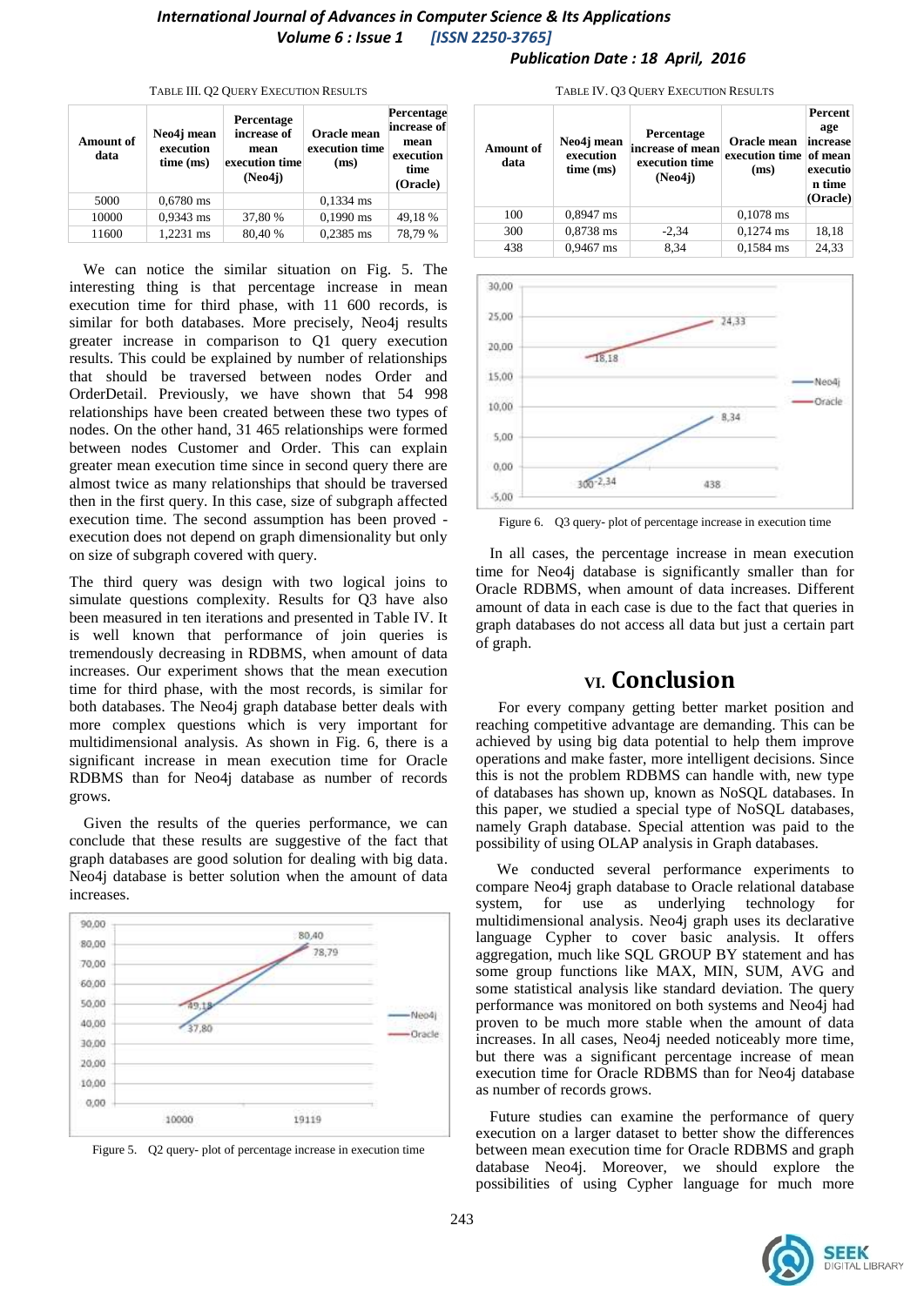TABLE III. Q2 QUERY EXECUTION RESULTS

| Amount of data | Neo4j mean execution time (ms) | Percentage increase of mean execution time (Neo4j) | Oracle mean execution time (ms) | Percentage increase of mean execution time (Oracle) |
|---|---|---|---|---|
| 5000 | 0,6780 ms | | 0,1334 ms | |
| 10000 | 0,9343 ms | 37,80 % | 0,1990 ms | 49,18 % |
| 11600 | 1,2231 ms | 80,40 % | 0,2385 ms | 78,79 % |

We can notice the similar situation on Fig. 5. The interesting thing is that percentage increase in mean execution time for third phase, with 11 600 records, is similar for both databases. More precisely, Neo4j results greater increase in comparison to Q1 query execution results. This could be explained by number of relationships that should be traversed between nodes Order and OrderDetail. Previously, we have shown that 54 998 relationships have been created between these two types of nodes. On the other hand, 31 465 relationships were formed between nodes Customer and Order. This can explain greater mean execution time since in second query there are almost twice as many relationships that should be traversed then in the first query. In this case, size of subgraph affected execution time. The second assumption has been proved - execution does not depend on graph dimensionality but only on size of subgraph covered with query.

The third query was design with two logical joins to simulate questions complexity. Results for Q3 have also been measured in ten iterations and presented in Table IV. It is well known that performance of join queries is tremendously decreasing in RDBMS, when amount of data increases. Our experiment shows that the mean execution time for third phase, with the most records, is similar for both databases. The Neo4j graph database better deals with more complex questions which is very important for multidimensional analysis. As shown in Fig. 6, there is a significant increase in mean execution time for Oracle RDBMS than for Neo4j database as number of records grows.

Given the results of the queries performance, we can conclude that these results are suggestive of the fact that graph databases are good solution for dealing with big data. Neo4j database is better solution when the amount of data increases.

Figure 5. Q2 query- plot of percentage increase in execution time

TABLE IV. Q3 QUERY EXECUTION RESULTS

| Amount of data | Neo4j mean execution time (ms) | Percentage increase of mean execution time (Neo4j) | Oracle mean execution time (ms) | Percentage increase of mean execution time (Oracle) |
|---|---|---|---|---|
| 100 | 0,8947 ms | | 0,1078 ms | |
| 300 | 0,8738 ms | -2,34 | 0,1274 ms | 18,18 |
| 438 | 0,9467 ms | 8,34 | 0,1584 ms | 24,33 |

Figure 6. Q3 query- plot of percentage increase in execution time

In all cases, the percentage increase in mean execution time for Neo4j database is significantly smaller than for Oracle RDBMS, when amount of data increases. Different amount of data in each case is due to the fact that queries in graph databases do not access all data but just a certain part of graph.

## VI. Conclusion

For every company getting better market position and reaching competitive advantage are demanding. This can be achieved by using big data potential to help them improve operations and make faster, more intelligent decisions. Since this is not the problem RDBMS can handle with, new type of databases has shown up, known as NoSQL databases. In this paper, we studied a special type of NoSQL databases, namely Graph database. Special attention was paid to the possibility of using OLAP analysis in Graph databases.

We conducted several performance experiments to compare Neo4j graph database to Oracle relational database system, for use as underlying technology for multidimensional analysis. Neo4j graph uses its declarative language Cypher to cover basic analysis. It offers aggregation, much like SQL GROUP BY statement and has some group functions like MAX, MIN, SUM, AVG and some statistical analysis like standard deviation. The query performance was monitored on both systems and Neo4j had proven to be much more stable when the amount of data increases. In all cases, Neo4j needed noticeably more time, but there was a significant percentage increase of mean execution time for Oracle RDBMS than for Neo4j database as number of records grows.

Future studies can examine the performance of query execution on a larger dataset to better show the differences between mean execution time for Oracle RDBMS and graph database Neo4j. Moreover, we should explore the possibilities of using Cypher language for much more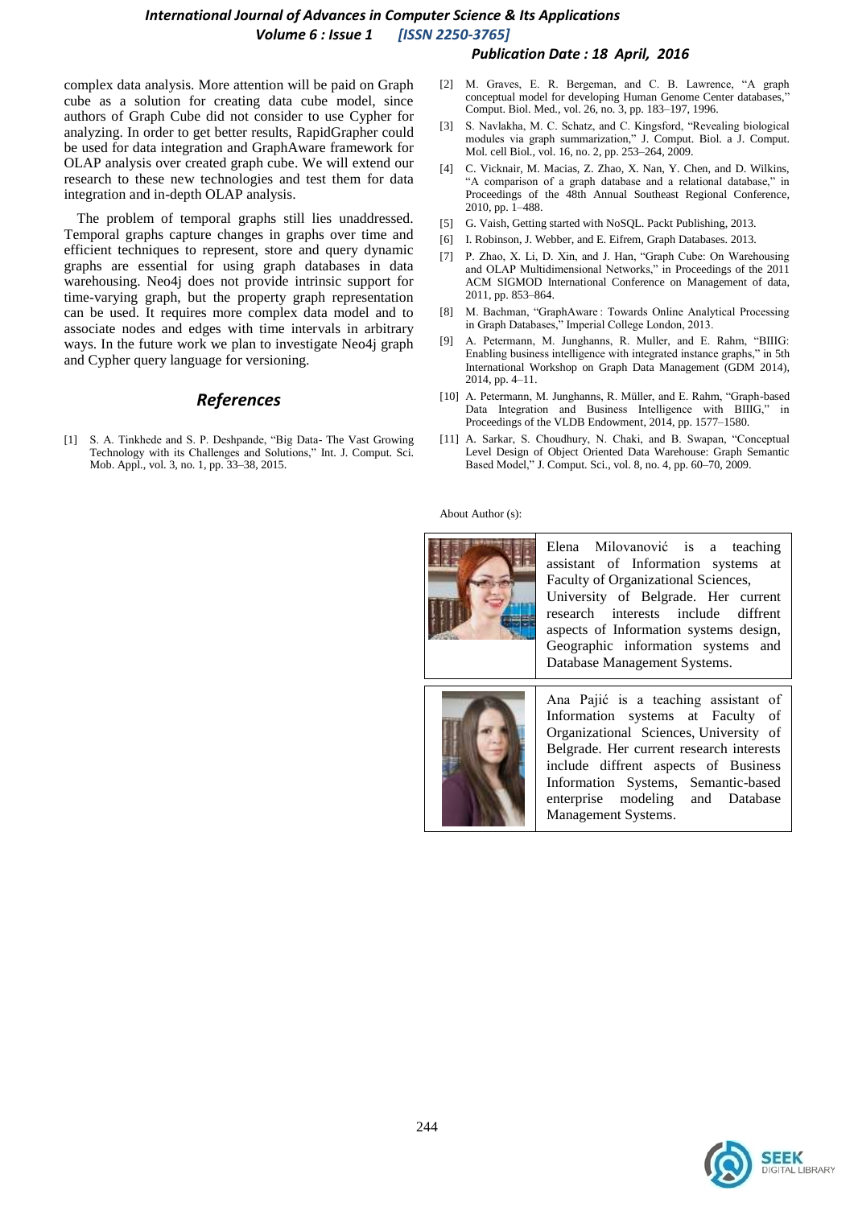complex data analysis. More attention will be paid on Graph cube as a solution for creating data cube model, since authors of Graph Cube did not consider to use Cypher for analyzing. In order to get better results, RapidGrapher could be used for data integration and GraphAware framework for OLAP analysis over created graph cube. We will extend our research to these new technologies and test them for data integration and in-depth OLAP analysis.

The problem of temporal graphs still lies unaddressed. Temporal graphs capture changes in graphs over time and efficient techniques to represent, store and query dynamic graphs are essential for using graph databases in data warehousing. Neo4j does not provide intrinsic support for time-varying graph, but the property graph representation can be used. It requires more complex data model and to associate nodes and edges with time intervals in arbitrary ways. In the future work we plan to investigate Neo4j graph and Cypher query language for versioning.

## References

[1] S. A. Tinkhede and S. P. Deshpande, "Big Data- The Vast Growing Technology with its Challenges and Solutions," Int. J. Comput. Sci. Mob. Appl., vol. 3, no. 1, pp. 33–38, 2015.

[2] M. Graves, E. R. Bergeman, and C. B. Lawrence, "A graph conceptual model for developing Human Genome Center databases," Comput. Biol. Med., vol. 26, no. 3, pp. 183–197, 1996.

[3] S. Navlakha, M. C. Schatz, and C. Kingsford, "Revealing biological modules via graph summarization," J. Comput. Biol. a J. Comput. Mol. cell Biol., vol. 16, no. 2, pp. 253–264, 2009.

[4] C. Vicknair, M. Macias, Z. Zhao, X. Nan, Y. Chen, and D. Wilkins, "A comparison of a graph database and a relational database," in Proceedings of the 48th Annual Southeast Regional Conference, 2010, pp. 1–488.

[5] G. Vaish, Getting started with NoSQL. Packt Publishing, 2013.

[6] I. Robinson, J. Webber, and E. Eifrem, Graph Databases. 2013.

[7] P. Zhao, X. Li, D. Xin, and J. Han, "Graph Cube: On Warehousing and OLAP Multidimensional Networks," in Proceedings of the 2011 ACM SIGMOD International Conference on Management of data, 2011, pp. 853–864.

[8] M. Bachman, "GraphAware : Towards Online Analytical Processing in Graph Databases," Imperial College London, 2013.

[9] A. Petermann, M. Junghanns, R. Muller, and E. Rahm, "BIIIG: Enabling business intelligence with integrated instance graphs," in 5th International Workshop on Graph Data Management (GDM 2014), 2014, pp. 4–11.

[10] A. Petermann, M. Junghanns, R. Müller, and E. Rahm, "Graph-based Data Integration and Business Intelligence with BIIIG," in Proceedings of the VLDB Endowment, 2014, pp. 1577–1580.

[11] A. Sarkar, S. Choudhury, N. Chaki, and B. Swapan, "Conceptual Level Design of Object Oriented Data Warehouse: Graph Semantic Based Model," J. Comput. Sci., vol. 8, no. 4, pp. 60–70, 2009.

About Author (s):

Elena Milovanović is a teaching assistant of Information systems at Faculty of Organizational Sciences, University of Belgrade. Her current research interests include diffrent aspects of Information systems design, Geographic information systems and Database Management Systems.

Ana Pajić is a teaching assistant of Information systems at Faculty of Organizational Sciences, University of Belgrade. Her current research interests include diffrent aspects of Business Information Systems, Semantic-based enterprise modeling and Database Management Systems.